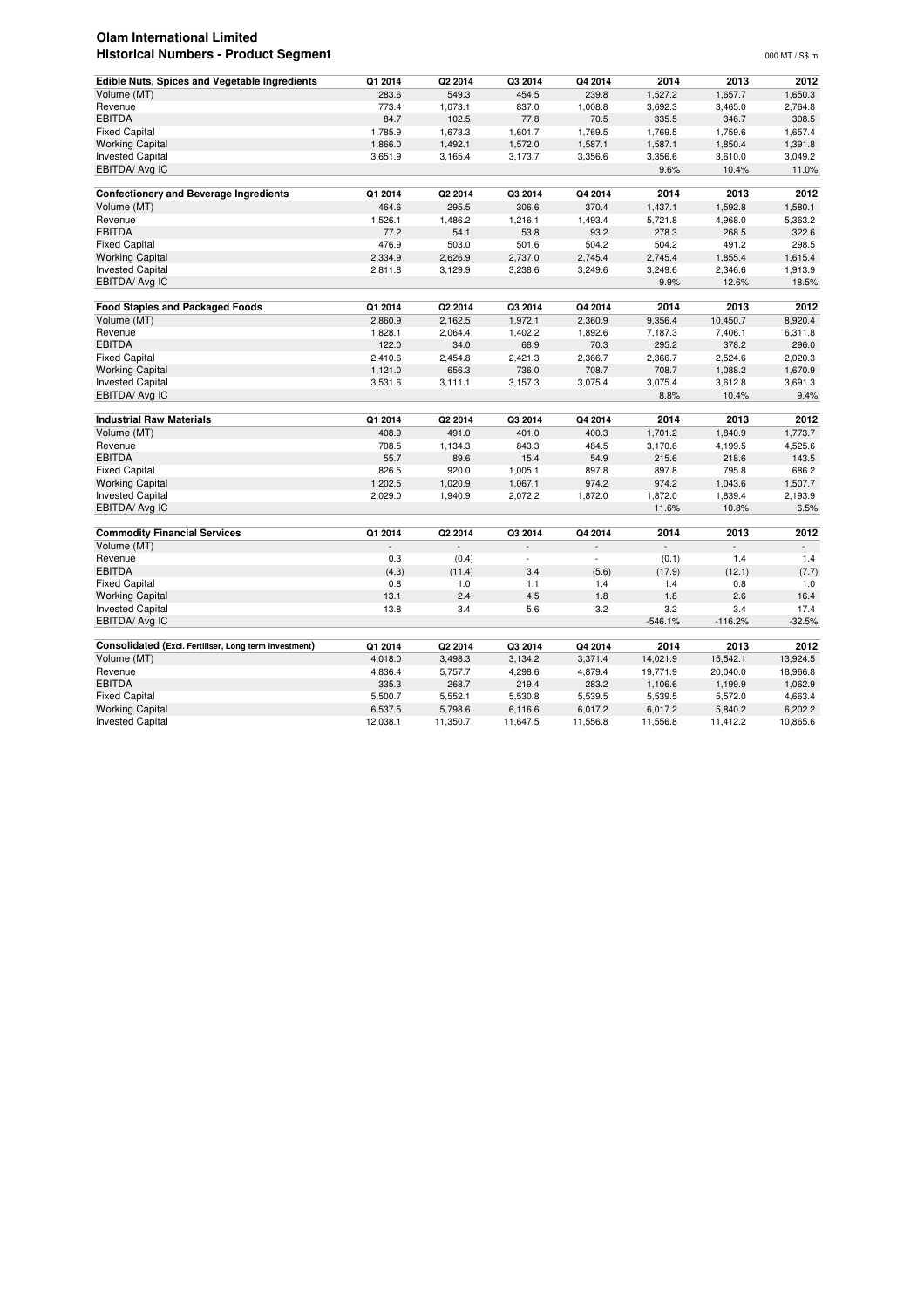# Olam International Limited

## Historical Numbers - Product Segment

'000 MT / S$ m

| Edible Nuts, Spices and Vegetable Ingredients | Q1 2014 | Q2 2014 | Q3 2014 | Q4 2014 | 2014 | 2013 | 2012 |
|---|---|---|---|---|---|---|---|
| Volume (MT) | 283.6 | 549.3 | 454.5 | 239.8 | 1,527.2 | 1,657.7 | 1,650.3 |
| Revenue | 773.4 | 1,073.1 | 837.0 | 1,008.8 | 3,692.3 | 3,465.0 | 2,764.8 |
| EBITDA | 84.7 | 102.5 | 77.8 | 70.5 | 335.5 | 346.7 | 308.5 |
| Fixed Capital | 1,785.9 | 1,673.3 | 1,601.7 | 1,769.5 | 1,769.5 | 1,759.6 | 1,657.4 |
| Working Capital | 1,866.0 | 1,492.1 | 1,572.0 | 1,587.1 | 1,587.1 | 1,850.4 | 1,391.8 |
| Invested Capital | 3,651.9 | 3,165.4 | 3,173.7 | 3,356.6 | 3,356.6 | 3,610.0 | 3,049.2 |
| EBITDA/ Avg IC | | | | | 9.6% | 10.4% | 11.0% |

| Confectionery and Beverage Ingredients | Q1 2014 | Q2 2014 | Q3 2014 | Q4 2014 | 2014 | 2013 | 2012 |
|---|---|---|---|---|---|---|---|
| Volume (MT) | 464.6 | 295.5 | 306.6 | 370.4 | 1,437.1 | 1,592.8 | 1,580.1 |
| Revenue | 1,526.1 | 1,486.2 | 1,216.1 | 1,493.4 | 5,721.8 | 4,968.0 | 5,363.2 |
| EBITDA | 77.2 | 54.1 | 53.8 | 93.2 | 278.3 | 268.5 | 322.6 |
| Fixed Capital | 476.9 | 503.0 | 501.6 | 504.2 | 504.2 | 491.2 | 298.5 |
| Working Capital | 2,334.9 | 2,626.9 | 2,737.0 | 2,745.4 | 2,745.4 | 1,855.4 | 1,615.4 |
| Invested Capital | 2,811.8 | 3,129.9 | 3,238.6 | 3,249.6 | 3,249.6 | 2,346.6 | 1,913.9 |
| EBITDA/ Avg IC | | | | | 9.9% | 12.6% | 18.5% |

| Food Staples and Packaged Foods | Q1 2014 | Q2 2014 | Q3 2014 | Q4 2014 | 2014 | 2013 | 2012 |
|---|---|---|---|---|---|---|---|
| Volume (MT) | 2,860.9 | 2,162.5 | 1,972.1 | 2,360.9 | 9,356.4 | 10,450.7 | 8,920.4 |
| Revenue | 1,828.1 | 2,064.4 | 1,402.2 | 1,892.6 | 7,187.3 | 7,406.1 | 6,311.8 |
| EBITDA | 122.0 | 34.0 | 68.9 | 70.3 | 295.2 | 378.2 | 296.0 |
| Fixed Capital | 2,410.6 | 2,454.8 | 2,421.3 | 2,366.7 | 2,366.7 | 2,524.6 | 2,020.3 |
| Working Capital | 1,121.0 | 656.3 | 736.0 | 708.7 | 708.7 | 1,088.2 | 1,670.9 |
| Invested Capital | 3,531.6 | 3,111.1 | 3,157.3 | 3,075.4 | 3,075.4 | 3,612.8 | 3,691.3 |
| EBITDA/ Avg IC | | | | | 8.8% | 10.4% | 9.4% |

| Industrial Raw Materials | Q1 2014 | Q2 2014 | Q3 2014 | Q4 2014 | 2014 | 2013 | 2012 |
|---|---|---|---|---|---|---|---|
| Volume (MT) | 408.9 | 491.0 | 401.0 | 400.3 | 1,701.2 | 1,840.9 | 1,773.7 |
| Revenue | 708.5 | 1,134.3 | 843.3 | 484.5 | 3,170.6 | 4,199.5 | 4,525.6 |
| EBITDA | 55.7 | 89.6 | 15.4 | 54.9 | 215.6 | 218.6 | 143.5 |
| Fixed Capital | 826.5 | 920.0 | 1,005.1 | 897.8 | 897.8 | 795.8 | 686.2 |
| Working Capital | 1,202.5 | 1,020.9 | 1,067.1 | 974.2 | 974.2 | 1,043.6 | 1,507.7 |
| Invested Capital | 2,029.0 | 1,940.9 | 2,072.2 | 1,872.0 | 1,872.0 | 1,839.4 | 2,193.9 |
| EBITDA/ Avg IC | | | | | 11.6% | 10.8% | 6.5% |

| Commodity Financial Services | Q1 2014 | Q2 2014 | Q3 2014 | Q4 2014 | 2014 | 2013 | 2012 |
|---|---|---|---|---|---|---|---|
| Volume (MT) | - | - | - | - | - | - | - |
| Revenue | 0.3 | (0.4) | - | - | (0.1) | 1.4 | 1.4 |
| EBITDA | (4.3) | (11.4) | 3.4 | (5.6) | (17.9) | (12.1) | (7.7) |
| Fixed Capital | 0.8 | 1.0 | 1.1 | 1.4 | 1.4 | 0.8 | 1.0 |
| Working Capital | 13.1 | 2.4 | 4.5 | 1.8 | 1.8 | 2.6 | 16.4 |
| Invested Capital | 13.8 | 3.4 | 5.6 | 3.2 | 3.2 | 3.4 | 17.4 |
| EBITDA/ Avg IC | | | | | -546.1% | -116.2% | -32.5% |

| Consolidated (Excl. Fertiliser, Long term investment) | Q1 2014 | Q2 2014 | Q3 2014 | Q4 2014 | 2014 | 2013 | 2012 |
|---|---|---|---|---|---|---|---|
| Volume (MT) | 4,018.0 | 3,498.3 | 3,134.2 | 3,371.4 | 14,021.9 | 15,542.1 | 13,924.5 |
| Revenue | 4,836.4 | 5,757.7 | 4,298.6 | 4,879.4 | 19,771.9 | 20,040.0 | 18,966.8 |
| EBITDA | 335.3 | 268.7 | 219.4 | 283.2 | 1,106.6 | 1,199.9 | 1,062.9 |
| Fixed Capital | 5,500.7 | 5,552.1 | 5,530.8 | 5,539.5 | 5,539.5 | 5,572.0 | 4,663.4 |
| Working Capital | 6,537.5 | 5,798.6 | 6,116.6 | 6,017.2 | 6,017.2 | 5,840.2 | 6,202.2 |
| Invested Capital | 12,038.1 | 11,350.7 | 11,647.5 | 11,556.8 | 11,556.8 | 11,412.2 | 10,865.6 |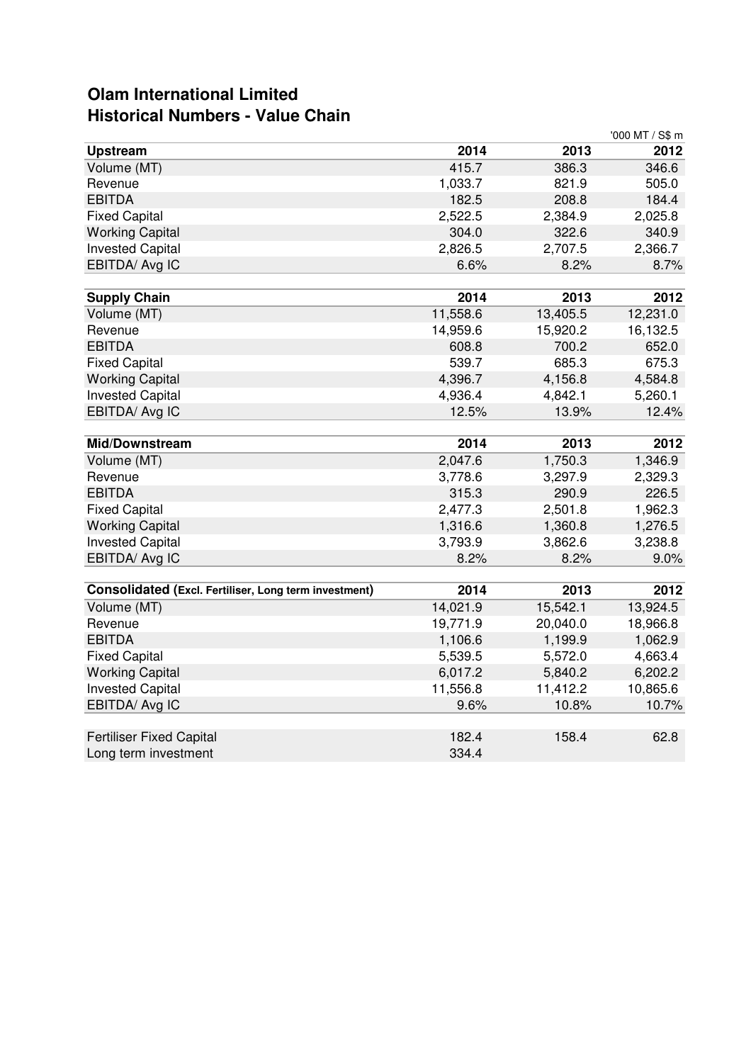# Olam International Limited
## Historical Numbers - Value Chain

'000 MT / S$ m

| **Upstream** | **2014** | **2013** | **2012** |
|---|---|---|---|
| Volume (MT) | 415.7 | 386.3 | 346.6 |
| Revenue | 1,033.7 | 821.9 | 505.0 |
| EBITDA | 182.5 | 208.8 | 184.4 |
| Fixed Capital | 2,522.5 | 2,384.9 | 2,025.8 |
| Working Capital | 304.0 | 322.6 | 340.9 |
| Invested Capital | 2,826.5 | 2,707.5 | 2,366.7 |
| EBITDA/ Avg IC | 6.6% | 8.2% | 8.7% |

| **Supply Chain** | **2014** | **2013** | **2012** |
|---|---|---|---|
| Volume (MT) | 11,558.6 | 13,405.5 | 12,231.0 |
| Revenue | 14,959.6 | 15,920.2 | 16,132.5 |
| EBITDA | 608.8 | 700.2 | 652.0 |
| Fixed Capital | 539.7 | 685.3 | 675.3 |
| Working Capital | 4,396.7 | 4,156.8 | 4,584.8 |
| Invested Capital | 4,936.4 | 4,842.1 | 5,260.1 |
| EBITDA/ Avg IC | 12.5% | 13.9% | 12.4% |

| **Mid/Downstream** | **2014** | **2013** | **2012** |
|---|---|---|---|
| Volume (MT) | 2,047.6 | 1,750.3 | 1,346.9 |
| Revenue | 3,778.6 | 3,297.9 | 2,329.3 |
| EBITDA | 315.3 | 290.9 | 226.5 |
| Fixed Capital | 2,477.3 | 2,501.8 | 1,962.3 |
| Working Capital | 1,316.6 | 1,360.8 | 1,276.5 |
| Invested Capital | 3,793.9 | 3,862.6 | 3,238.8 |
| EBITDA/ Avg IC | 8.2% | 8.2% | 9.0% |

| **Consolidated (Excl. Fertiliser, Long term investment)** | **2014** | **2013** | **2012** |
|---|---|---|---|
| Volume (MT) | 14,021.9 | 15,542.1 | 13,924.5 |
| Revenue | 19,771.9 | 20,040.0 | 18,966.8 |
| EBITDA | 1,106.6 | 1,199.9 | 1,062.9 |
| Fixed Capital | 5,539.5 | 5,572.0 | 4,663.4 |
| Working Capital | 6,017.2 | 5,840.2 | 6,202.2 |
| Invested Capital | 11,556.8 | 11,412.2 | 10,865.6 |
| EBITDA/ Avg IC | 9.6% | 10.8% | 10.7% |

| | 2014 | 2013 | 2012 |
|---|---|---|---|
| Fertiliser Fixed Capital | 182.4 | 158.4 | 62.8 |
| Long term investment | 334.4 | | |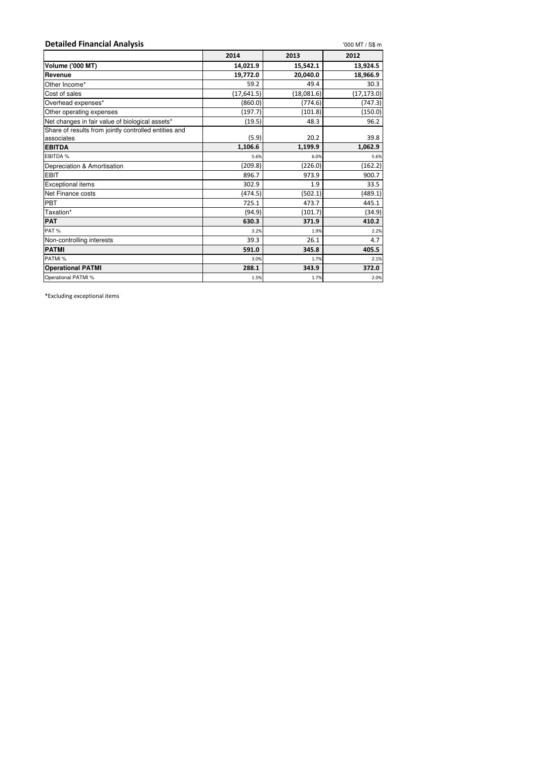## Detailed Financial Analysis

'000 MT / S$ m

| | 2014 | 2013 | 2012 |
|---|---|---|---|
| **Volume ('000 MT)** | **14,021.9** | **15,542.1** | **13,924.5** |
| **Revenue** | **19,772.0** | **20,040.0** | **18,966.9** |
| Other Income* | 59.2 | 49.4 | 30.3 |
| Cost of sales | (17,641.5) | (18,081.6) | (17,173.0) |
| Overhead expenses* | (860.0) | (774.6) | (747.3) |
| Other operating expenses | (197.7) | (101.8) | (150.0) |
| Net changes in fair value of biological assets* | (19.5) | 48.3 | 96.2 |
| Share of results from jointly controlled entities and associates | (5.9) | 20.2 | 39.8 |
| **EBITDA** | **1,106.6** | **1,199.9** | **1,062.9** |
| EBITDA % | 5.6% | 6.0% | 5.6% |
| Depreciation & Amortisation | (209.8) | (226.0) | (162.2) |
| EBIT | 896.7 | 973.9 | 900.7 |
| Exceptional items | 302.9 | 1.9 | 33.5 |
| Net Finance costs | (474.5) | (502.1) | (489.1) |
| PBT | 725.1 | 473.7 | 445.1 |
| Taxation* | (94.9) | (101.7) | (34.9) |
| **PAT** | **630.3** | **371.9** | **410.2** |
| PAT % | 3.2% | 1.9% | 2.2% |
| Non-controlling interests | 39.3 | 26.1 | 4.7 |
| **PATMI** | **591.0** | **345.8** | **405.5** |
| PATMI % | 3.0% | 1.7% | 2.1% |
| **Operational PATMI** | **288.1** | **343.9** | **372.0** |
| Operational PATMI % | 1.5% | 1.7% | 2.0% |

*Excluding exceptional items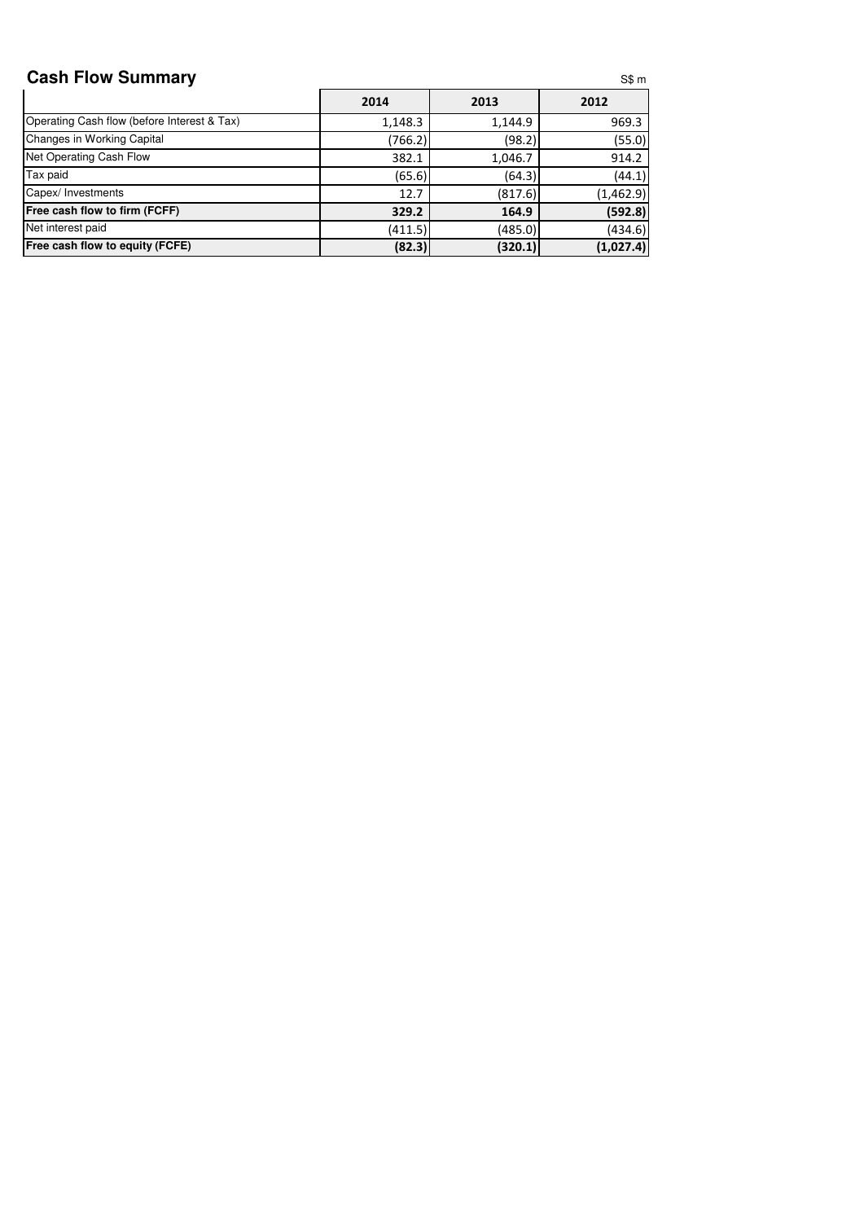## Cash Flow Summary

S$ m

| | 2014 | 2013 | 2012 |
|---|---|---|---|
| Operating Cash flow (before Interest & Tax) | 1,148.3 | 1,144.9 | 969.3 |
| Changes in Working Capital | (766.2) | (98.2) | (55.0) |
| Net Operating Cash Flow | 382.1 | 1,046.7 | 914.2 |
| Tax paid | (65.6) | (64.3) | (44.1) |
| Capex/ Investments | 12.7 | (817.6) | (1,462.9) |
| **Free cash flow to firm (FCFF)** | **329.2** | **164.9** | **(592.8)** |
| Net interest paid | (411.5) | (485.0) | (434.6) |
| **Free cash flow to equity (FCFE)** | **(82.3)** | **(320.1)** | **(1,027.4)** |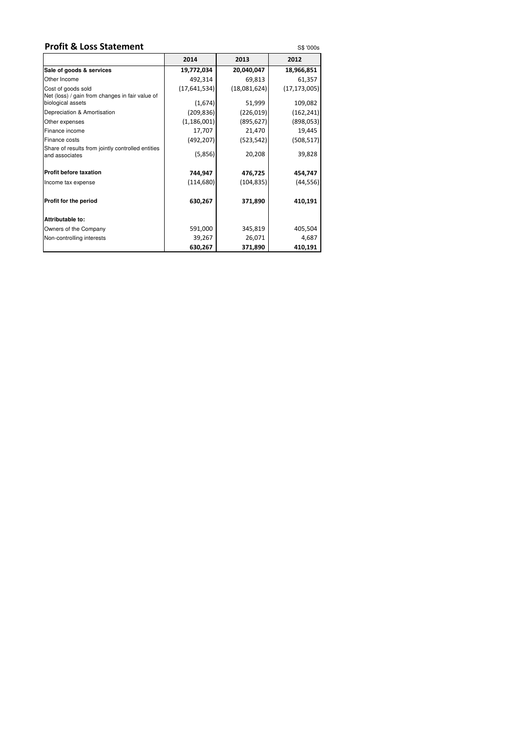## Profit & Loss Statement

S$ '000s

| | 2014 | 2013 | 2012 |
|---|---|---|---|
| **Sale of goods & services** | **19,772,034** | **20,040,047** | **18,966,851** |
| Other Income | 492,314 | 69,813 | 61,357 |
| Cost of goods sold | (17,641,534) | (18,081,624) | (17,173,005) |
| Net (loss) / gain from changes in fair value of biological assets | (1,674) | 51,999 | 109,082 |
| Depreciation & Amortisation | (209,836) | (226,019) | (162,241) |
| Other expenses | (1,186,001) | (895,627) | (898,053) |
| Finance income | 17,707 | 21,470 | 19,445 |
| Finance costs | (492,207) | (523,542) | (508,517) |
| Share of results from jointly controlled entities and associates | (5,856) | 20,208 | 39,828 |
| **Profit before taxation** | **744,947** | **476,725** | **454,747** |
| Income tax expense | (114,680) | (104,835) | (44,556) |
| **Profit for the period** | **630,267** | **371,890** | **410,191** |
| **Attributable to:** | | | |
| Owners of the Company | 591,000 | 345,819 | 405,504 |
| Non-controlling interests | 39,267 | 26,071 | 4,687 |
| | **630,267** | **371,890** | **410,191** |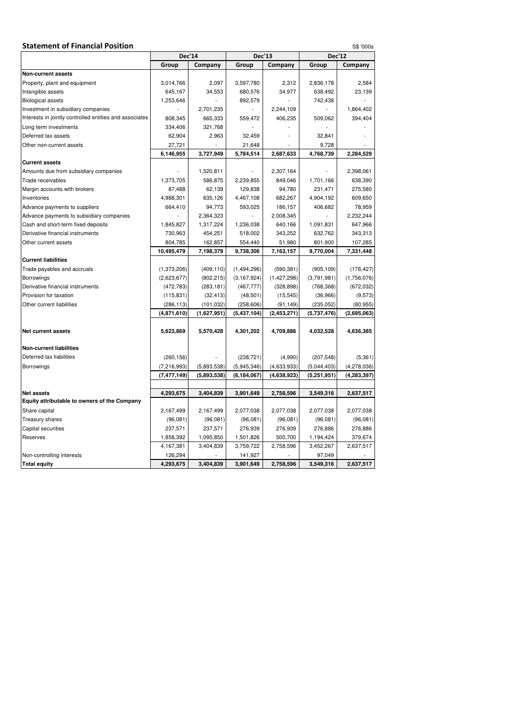## Statement of Financial Position

S$ '000s

| | Dec'14 | | Dec'13 | | Dec'12 | |
|---|---|---|---|---|---|---|
| | Group | Company | Group | Company | Group | Company |
| **Non-current assets** | | | | | | |
| Property, plant and equipment | 3,014,766 | 2,097 | 3,597,780 | 2,312 | 2,836,178 | 2,584 |
| Intangible assets | 645,167 | 34,553 | 680,576 | 34,977 | 638,492 | 23,139 |
| Biological assets | 1,253,646 | - | 892,579 | - | 742,438 | - |
| Investment in subsidiary companies | - | 2,701,235 | - | 2,244,109 | - | 1,864,402 |
| Interests in jointly controlled entities and associates | 808,345 | 665,333 | 559,472 | 406,235 | 509,062 | 394,404 |
| Long term investments | 334,406 | 321,768 | - | - | - | - |
| Deferred tax assets | 62,904 | 2,963 | 32,459 | - | 32,841 | - |
| Other non-current assets | 27,721 | - | 21,648 | - | 9,728 | - |
| | **6,146,955** | **3,727,949** | **5,784,514** | **2,687,633** | **4,768,739** | **2,284,529** |
| **Current assets** | | | | | | |
| Amounts due from subsidiary companies | - | 1,520,811 | - | 2,307,164 | - | 2,398,061 |
| Trade receivables | 1,373,705 | 586,875 | 2,239,855 | 849,046 | 1,701,166 | 638,390 |
| Margin accounts with brokers | 87,488 | 62,139 | 129,838 | 94,780 | 231,471 | 275,580 |
| Inventories | 4,988,301 | 635,126 | 4,467,108 | 682,267 | 4,904,192 | 609,650 |
| Advance payments to suppliers | 664,410 | 94,773 | 593,025 | 186,157 | 406,682 | 78,959 |
| Advance payments to subsidiary companies | - | 2,364,323 | - | 2,008,345 | - | 2,232,244 |
| Cash and short-term fixed deposits | 1,845,827 | 1,317,224 | 1,236,038 | 640,166 | 1,091,831 | 647,966 |
| Derivative financial instruments | 730,963 | 454,251 | 518,002 | 343,252 | 632,762 | 343,313 |
| Other current assets | 804,785 | 162,857 | 554,440 | 51,980 | 801,900 | 107,285 |
| | **10,495,479** | **7,198,379** | **9,738,306** | **7,163,157** | **9,770,004** | **7,331,448** |
| **Current liabilities** | | | | | | |
| Trade payables and accruals | (1,373,206) | (409,110) | (1,494,296) | (590,381) | (905,109) | (176,427) |
| Borrowings | (2,623,677) | (802,215) | (3,167,924) | (1,427,298) | (3,791,981) | (1,756,076) |
| Derivative financial instruments | (472,783) | (283,181) | (467,777) | (328,898) | (768,368) | (672,032) |
| Provision for taxation | (115,831) | (32,413) | (48,501) | (15,545) | (36,966) | (9,573) |
| Other current liabilities | (286,113) | (101,032) | (258,606) | (91,149) | (235,052) | (80,955) |
| | **(4,871,610)** | **(1,627,951)** | **(5,437,104)** | **(2,453,271)** | **(5,737,476)** | **(2,695,063)** |
| **Net current assets** | **5,623,869** | **5,570,428** | **4,301,202** | **4,709,886** | **4,032,528** | **4,636,385** |
| **Non-current liabilities** | | | | | | |
| Deferred tax liabilities | (260,156) | - | (238,721) | (4,990) | (207,548) | (5,361) |
| Borrowings | (7,216,993) | (5,893,538) | (5,945,346) | (4,633,933) | (5,044,403) | (4,278,036) |
| | **(7,477,149)** | **(5,893,538)** | **(6,184,067)** | **(4,638,923)** | **(5,251,951)** | **(4,283,397)** |
| **Net assets** | **4,293,675** | **3,404,839** | **3,901,649** | **2,758,596** | **3,549,316** | **2,637,517** |
| **Equity attributable to owners of the Company** | | | | | | |
| Share capital | 2,167,499 | 2,167,499 | 2,077,038 | 2,077,038 | 2,077,038 | 2,077,038 |
| Treasury shares | (96,081) | (96,081) | (96,081) | (96,081) | (96,081) | (96,081) |
| Capital securities | 237,571 | 237,571 | 276,939 | 276,939 | 276,886 | 276,886 |
| Reserves | 1,858,392 | 1,095,850 | 1,501,826 | 500,700 | 1,194,424 | 379,674 |
| | 4,167,381 | 3,404,839 | 3,759,722 | 2,758,596 | 3,452,267 | 2,637,517 |
| Non-controlling interests | 126,294 | - | 141,927 | - | 97,049 | - |
| **Total equity** | **4,293,675** | **3,404,839** | **3,901,649** | **2,758,596** | **3,549,316** | **2,637,517** |